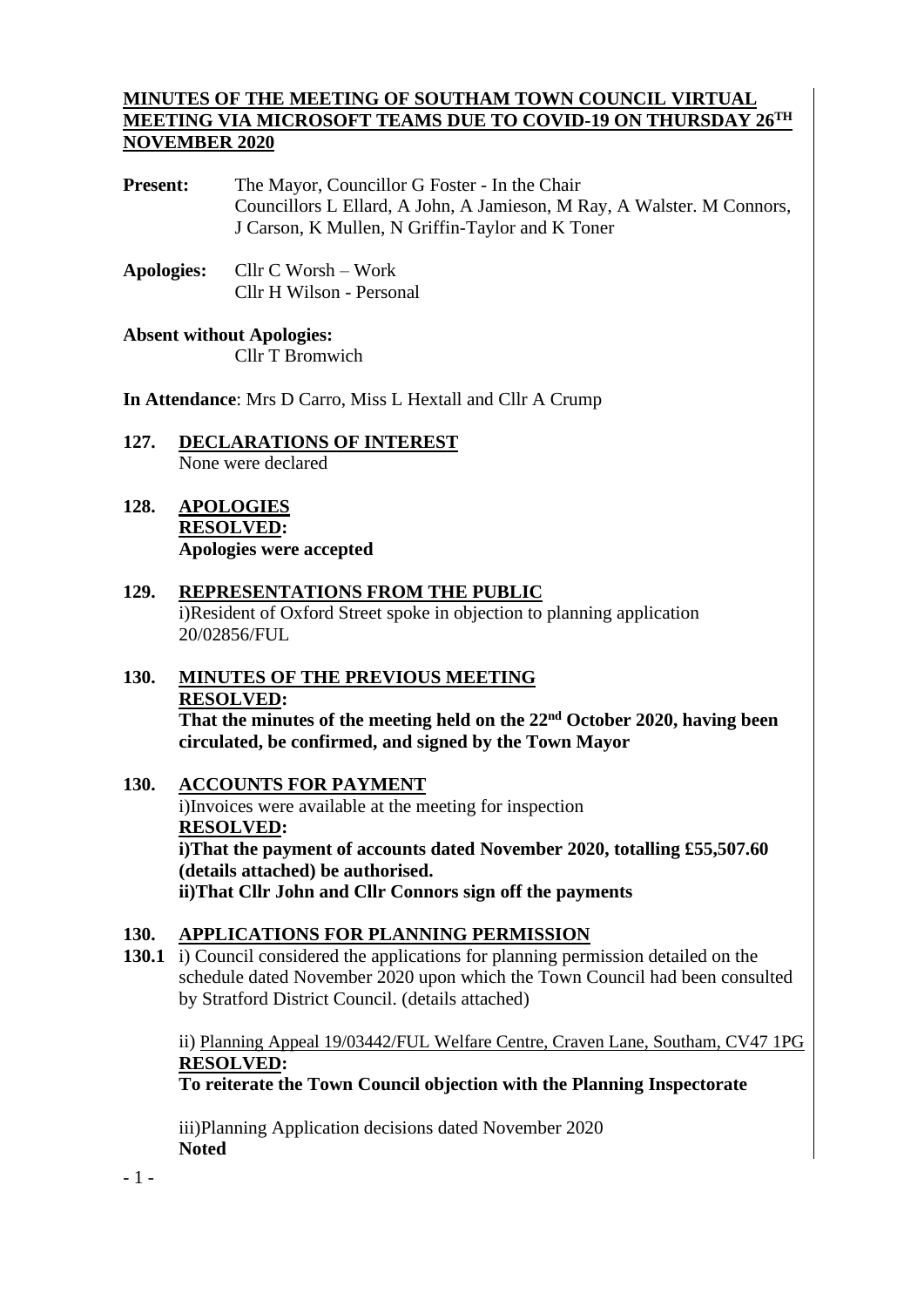# MINUTES OF THE MEETING OF SOUTHAM TOWN COUNCIL VIRTUAL MEETING VIA MICROSOFT TEAMS DUE TO COVID-19 ON THURSDAY 26TH NOVEMBER 2020

**Present:** The Mayor, Councillor G Foster - In the Chair
Councillors L Ellard, A John, A Jamieson, M Ray, A Walster. M Connors, J Carson, K Mullen, N Griffin-Taylor and K Toner

**Apologies:** Cllr C Worsh – Work
Cllr H Wilson - Personal

**Absent without Apologies:**
Cllr T Bromwich

**In Attendance**: Mrs D Carro, Miss L Hextall and Cllr A Crump

## 127. DECLARATIONS OF INTEREST

None were declared

## 128. APOLOGIES

**RESOLVED:**
**Apologies were accepted**

## 129. REPRESENTATIONS FROM THE PUBLIC

i)Resident of Oxford Street spoke in objection to planning application 20/02856/FUL

## 130. MINUTES OF THE PREVIOUS MEETING

**RESOLVED:**
**That the minutes of the meeting held on the 22nd October 2020, having been circulated, be confirmed, and signed by the Town Mayor**

## 130. ACCOUNTS FOR PAYMENT

i)Invoices were available at the meeting for inspection
**RESOLVED:**
**i)That the payment of accounts dated November 2020, totalling £55,507.60 (details attached) be authorised.**
**ii)That Cllr John and Cllr Connors sign off the payments**

## 130. APPLICATIONS FOR PLANNING PERMISSION

**130.1** i) Council considered the applications for planning permission detailed on the schedule dated November 2020 upon which the Town Council had been consulted by Stratford District Council. (details attached)

ii) Planning Appeal 19/03442/FUL Welfare Centre, Craven Lane, Southam, CV47 1PG
**RESOLVED:**
**To reiterate the Town Council objection with the Planning Inspectorate**

iii)Planning Application decisions dated November 2020
**Noted**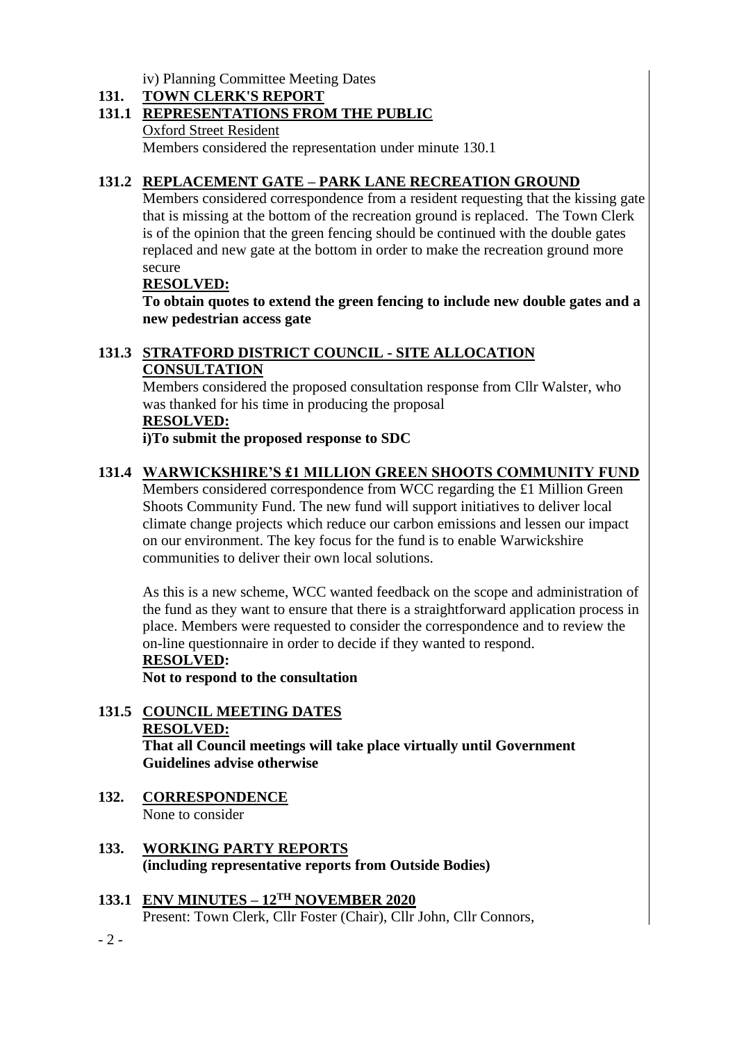iv) Planning Committee Meeting Dates

## 131. TOWN CLERK'S REPORT

### 131.1 REPRESENTATIONS FROM THE PUBLIC

Oxford Street Resident

Members considered the representation under minute 130.1

### 131.2 REPLACEMENT GATE – PARK LANE RECREATION GROUND

Members considered correspondence from a resident requesting that the kissing gate that is missing at the bottom of the recreation ground is replaced. The Town Clerk is of the opinion that the green fencing should be continued with the double gates replaced and new gate at the bottom in order to make the recreation ground more secure

**RESOLVED:**

**To obtain quotes to extend the green fencing to include new double gates and a new pedestrian access gate**

### 131.3 STRATFORD DISTRICT COUNCIL - SITE ALLOCATION CONSULTATION

Members considered the proposed consultation response from Cllr Walster, who was thanked for his time in producing the proposal

**RESOLVED:**

**i)To submit the proposed response to SDC**

### 131.4 WARWICKSHIRE'S £1 MILLION GREEN SHOOTS COMMUNITY FUND

Members considered correspondence from WCC regarding the £1 Million Green Shoots Community Fund. The new fund will support initiatives to deliver local climate change projects which reduce our carbon emissions and lessen our impact on our environment. The key focus for the fund is to enable Warwickshire communities to deliver their own local solutions.

As this is a new scheme, WCC wanted feedback on the scope and administration of the fund as they want to ensure that there is a straightforward application process in place. Members were requested to consider the correspondence and to review the on-line questionnaire in order to decide if they wanted to respond.

**RESOLVED:**

**Not to respond to the consultation**

### 131.5 COUNCIL MEETING DATES

**RESOLVED:**

**That all Council meetings will take place virtually until Government Guidelines advise otherwise**

## 132. CORRESPONDENCE

None to consider

## 133. WORKING PARTY REPORTS

**(including representative reports from Outside Bodies)**

### 133.1 ENV MINUTES – 12TH NOVEMBER 2020

Present: Town Clerk, Cllr Foster (Chair), Cllr John, Cllr Connors,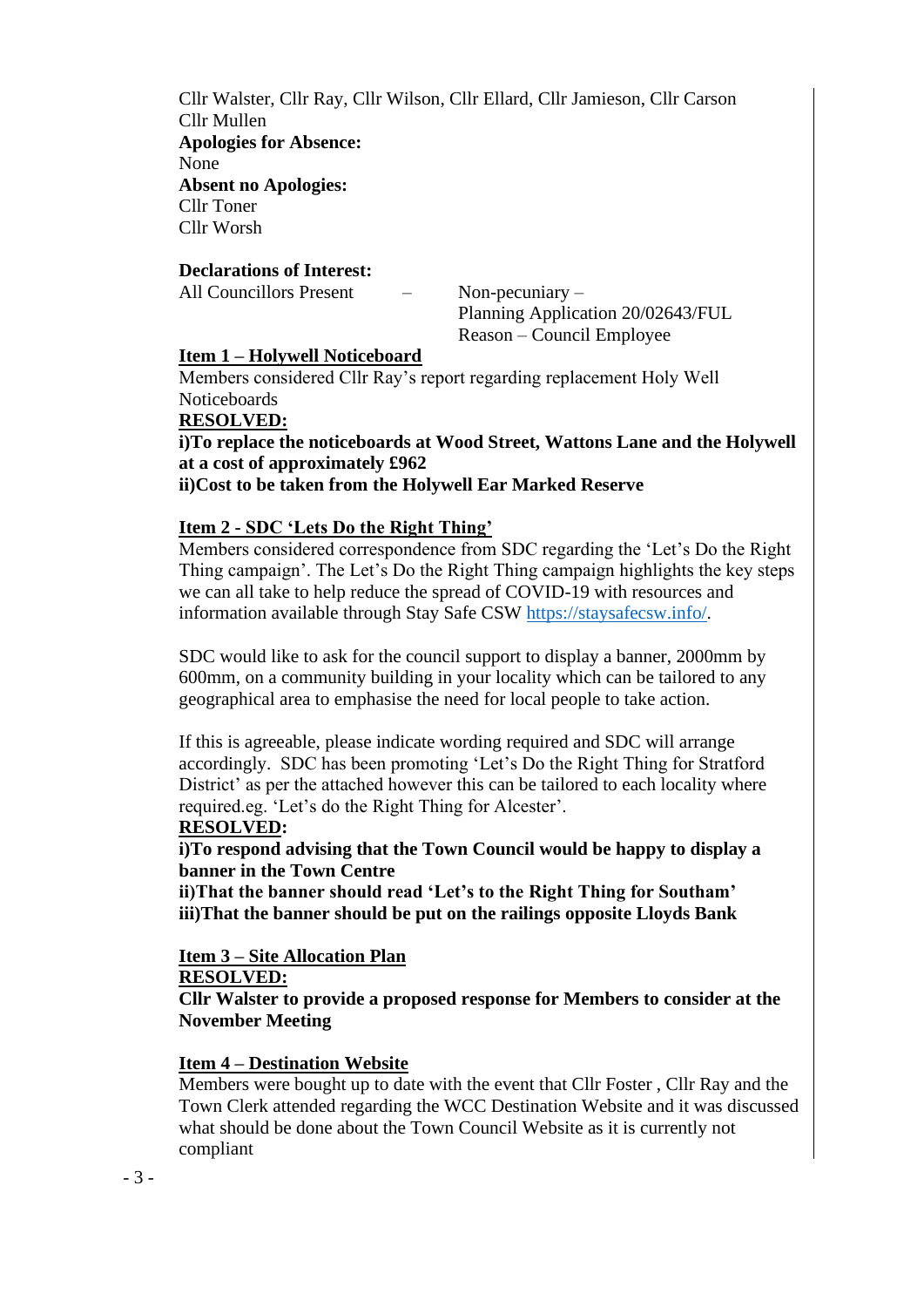Cllr Walster, Cllr Ray, Cllr Wilson, Cllr Ellard, Cllr Jamieson, Cllr Carson
Cllr Mullen

**Apologies for Absence:**
None

**Absent no Apologies:**
Cllr Toner
Cllr Worsh

**Declarations of Interest:**

All Councillors Present – Non-pecuniary –
Planning Application 20/02643/FUL
Reason – Council Employee

**Item 1 – Holywell Noticeboard**

Members considered Cllr Ray's report regarding replacement Holy Well Noticeboards

**RESOLVED:**

**i)To replace the noticeboards at Wood Street, Wattons Lane and the Holywell at a cost of approximately £962**
**ii)Cost to be taken from the Holywell Ear Marked Reserve**

**Item 2 - SDC 'Lets Do the Right Thing'**

Members considered correspondence from SDC regarding the 'Let's Do the Right Thing campaign'. The Let's Do the Right Thing campaign highlights the key steps we can all take to help reduce the spread of COVID-19 with resources and information available through Stay Safe CSW https://staysafecsw.info/.

SDC would like to ask for the council support to display a banner, 2000mm by 600mm, on a community building in your locality which can be tailored to any geographical area to emphasise the need for local people to take action.

If this is agreeable, please indicate wording required and SDC will arrange accordingly. SDC has been promoting 'Let's Do the Right Thing for Stratford District' as per the attached however this can be tailored to each locality where required.eg. 'Let's do the Right Thing for Alcester'.

**RESOLVED:**

**i)To respond advising that the Town Council would be happy to display a banner in the Town Centre**
**ii)That the banner should read 'Let's to the Right Thing for Southam'**
**iii)That the banner should be put on the railings opposite Lloyds Bank**

**Item 3 – Site Allocation Plan**

**RESOLVED:**

**Cllr Walster to provide a proposed response for Members to consider at the November Meeting**

**Item 4 – Destination Website**

Members were bought up to date with the event that Cllr Foster , Cllr Ray and the Town Clerk attended regarding the WCC Destination Website and it was discussed what should be done about the Town Council Website as it is currently not compliant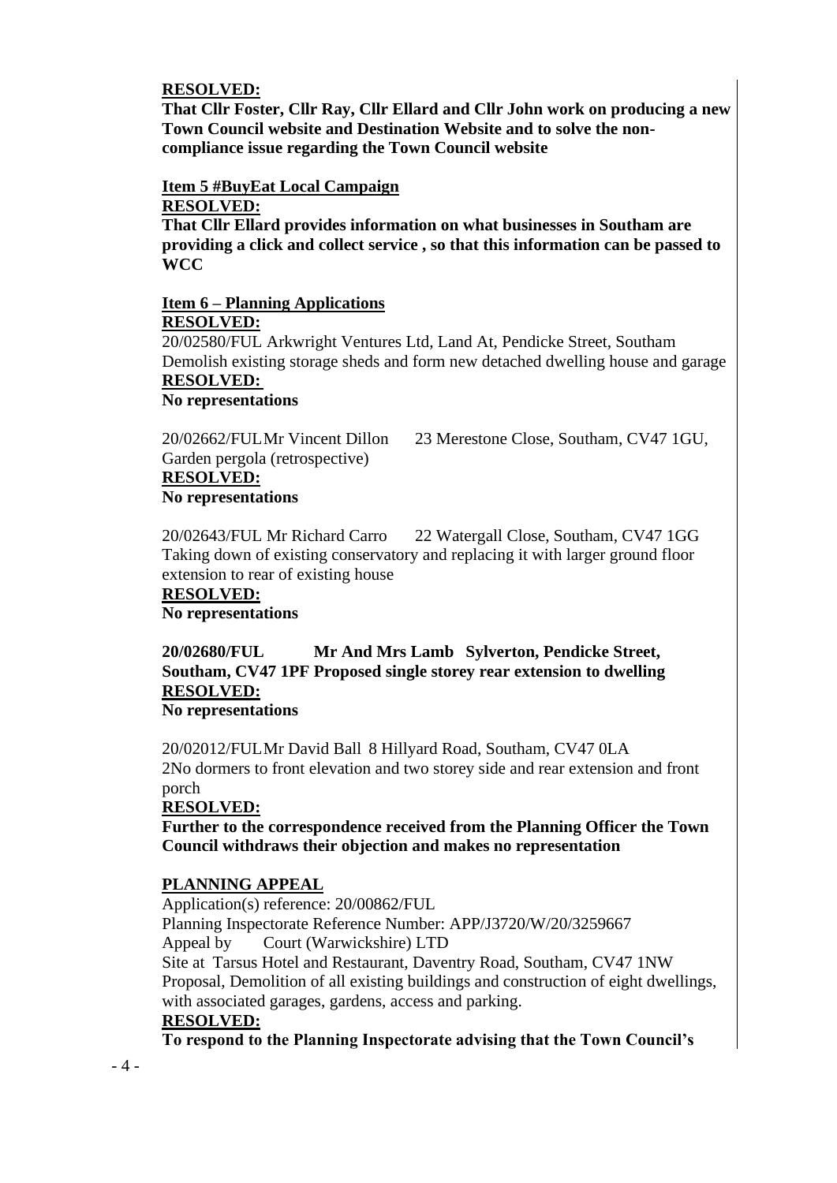**<u>RESOLVED:</u>**

**That Cllr Foster, Cllr Ray, Cllr Ellard and Cllr John work on producing a new Town Council website and Destination Website and to solve the non-compliance issue regarding the Town Council website**

**<u>Item 5 #BuyEat Local Campaign</u>**

**<u>RESOLVED:</u>**

**That Cllr Ellard provides information on what businesses in Southam are providing a click and collect service , so that this information can be passed to WCC**

**<u>Item 6 – Planning Applications</u>**

**<u>RESOLVED:</u>**

20/02580/FUL Arkwright Ventures Ltd, Land At, Pendicke Street, Southam Demolish existing storage sheds and form new detached dwelling house and garage

**<u>RESOLVED:</u>**

**No representations**

20/02662/FUL Mr Vincent Dillon 23 Merestone Close, Southam, CV47 1GU, Garden pergola (retrospective)

**<u>RESOLVED:</u>**

**No representations**

20/02643/FUL Mr Richard Carro 22 Watergall Close, Southam, CV47 1GG Taking down of existing conservatory and replacing it with larger ground floor extension to rear of existing house

**<u>RESOLVED:</u>**

**No representations**

**20/02680/FUL Mr And Mrs Lamb Sylverton, Pendicke Street, Southam, CV47 1PF Proposed single storey rear extension to dwelling**

**<u>RESOLVED:</u>**

**No representations**

20/02012/FUL Mr David Ball 8 Hillyard Road, Southam, CV47 0LA 2No dormers to front elevation and two storey side and rear extension and front porch

**<u>RESOLVED:</u>**

**Further to the correspondence received from the Planning Officer the Town Council withdraws their objection and makes no representation**

**<u>PLANNING APPEAL</u>**

Application(s) reference: 20/00862/FUL

Planning Inspectorate Reference Number: APP/J3720/W/20/3259667

Appeal by Court (Warwickshire) LTD

Site at Tarsus Hotel and Restaurant, Daventry Road, Southam, CV47 1NW

Proposal, Demolition of all existing buildings and construction of eight dwellings, with associated garages, gardens, access and parking.

**<u>RESOLVED:</u>**

**To respond to the Planning Inspectorate advising that the Town Council's**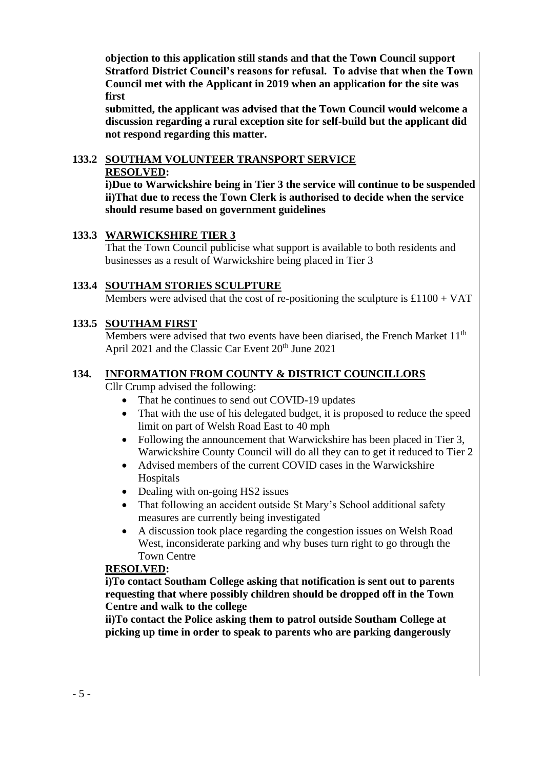**objection to this application still stands and that the Town Council support Stratford District Council's reasons for refusal. To advise that when the Town Council met with the Applicant in 2019 when an application for the site was first**

**submitted, the applicant was advised that the Town Council would welcome a discussion regarding a rural exception site for self-build but the applicant did not respond regarding this matter.**

## 133.2 SOUTHAM VOLUNTEER TRANSPORT SERVICE

**RESOLVED:**

**i)Due to Warwickshire being in Tier 3 the service will continue to be suspended**
**ii)That due to recess the Town Clerk is authorised to decide when the service should resume based on government guidelines**

## 133.3 WARWICKSHIRE TIER 3

That the Town Council publicise what support is available to both residents and businesses as a result of Warwickshire being placed in Tier 3

## 133.4 SOUTHAM STORIES SCULPTURE

Members were advised that the cost of re-positioning the sculpture is £1100 + VAT

## 133.5 SOUTHAM FIRST

Members were advised that two events have been diarised, the French Market 11th April 2021 and the Classic Car Event 20th June 2021

## 134. INFORMATION FROM COUNTY & DISTRICT COUNCILLORS

Cllr Crump advised the following:

- That he continues to send out COVID-19 updates
- That with the use of his delegated budget, it is proposed to reduce the speed limit on part of Welsh Road East to 40 mph
- Following the announcement that Warwickshire has been placed in Tier 3, Warwickshire County Council will do all they can to get it reduced to Tier 2
- Advised members of the current COVID cases in the Warwickshire Hospitals
- Dealing with on-going HS2 issues
- That following an accident outside St Mary's School additional safety measures are currently being investigated
- A discussion took place regarding the congestion issues on Welsh Road West, inconsiderate parking and why buses turn right to go through the Town Centre

**RESOLVED:**

**i)To contact Southam College asking that notification is sent out to parents requesting that where possibly children should be dropped off in the Town Centre and walk to the college**
**ii)To contact the Police asking them to patrol outside Southam College at picking up time in order to speak to parents who are parking dangerously**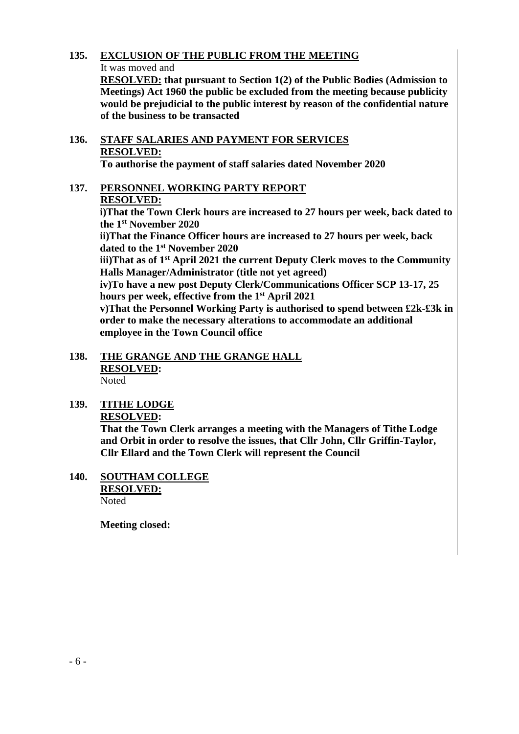**135. <u>EXCLUSION OF THE PUBLIC FROM THE MEETING</u>**

It was moved and

**<u>RESOLVED:</u> that pursuant to Section 1(2) of the Public Bodies (Admission to Meetings) Act 1960 the public be excluded from the meeting because publicity would be prejudicial to the public interest by reason of the confidential nature of the business to be transacted**

**136. <u>STAFF SALARIES AND PAYMENT FOR SERVICES</u>**

**<u>RESOLVED:</u>**

**To authorise the payment of staff salaries dated November 2020**

**137. <u>PERSONNEL WORKING PARTY REPORT</u>**

**<u>RESOLVED:</u>**

**i)That the Town Clerk hours are increased to 27 hours per week, back dated to the 1st November 2020**

**ii)That the Finance Officer hours are increased to 27 hours per week, back dated to the 1st November 2020**

**iii)That as of 1st April 2021 the current Deputy Clerk moves to the Community Halls Manager/Administrator (title not yet agreed)**

**iv)To have a new post Deputy Clerk/Communications Officer SCP 13-17, 25 hours per week, effective from the 1st April 2021**

**v)That the Personnel Working Party is authorised to spend between £2k-£3k in order to make the necessary alterations to accommodate an additional employee in the Town Council office**

**138. <u>THE GRANGE AND THE GRANGE HALL</u>**

**<u>RESOLVED:</u>**

Noted

**139. <u>TITHE LODGE</u>**

**<u>RESOLVED:</u>**

**That the Town Clerk arranges a meeting with the Managers of Tithe Lodge and Orbit in order to resolve the issues, that Cllr John, Cllr Griffin-Taylor, Cllr Ellard and the Town Clerk will represent the Council**

**140. <u>SOUTHAM COLLEGE</u>**

**<u>RESOLVED:</u>**

Noted

**Meeting closed:**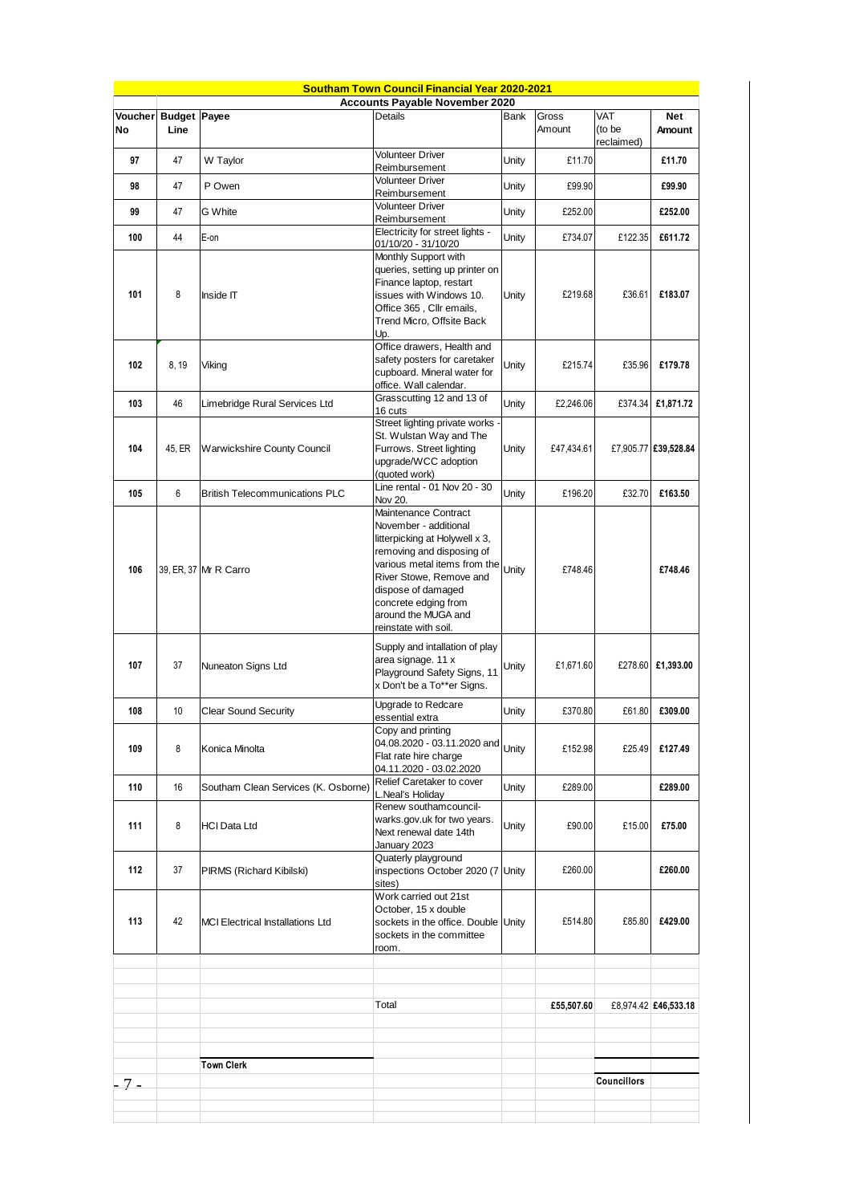## Southam Town Council Financial Year 2020-2021

### Accounts Payable November 2020

| Voucher No | Budget Line | Payee | Details | Bank | Gross Amount | VAT (to be reclaimed) | Net Amount |
|---|---|---|---|---|---|---|---|
| 97 | 47 | W Taylor | Volunteer Driver Reimbursement | Unity | £11.70 | | **£11.70** |
| 98 | 47 | P Owen | Volunteer Driver Reimbursement | Unity | £99.90 | | **£99.90** |
| 99 | 47 | G White | Volunteer Driver Reimbursement | Unity | £252.00 | | **£252.00** |
| 100 | 44 | E-on | Electricity for street lights - 01/10/20 - 31/10/20 | Unity | £734.07 | £122.35 | **£611.72** |
| 101 | 8 | Inside IT | Monthly Support with queries, setting up printer on Finance laptop, restart issues with Windows 10. Office 365 , Cllr emails, Trend Micro, Offsite Back Up. | Unity | £219.68 | £36.61 | **£183.07** |
| 102 | 8, 19 | Viking | Office drawers, Health and safety posters for caretaker cupboard. Mineral water for office. Wall calendar. | Unity | £215.74 | £35.96 | **£179.78** |
| 103 | 46 | Limebridge Rural Services Ltd | Grasscutting 12 and 13 of 16 cuts | Unity | £2,246.06 | £374.34 | **£1,871.72** |
| 104 | 45, ER | Warwickshire County Council | Street lighting private works - St. Wulstan Way and The Furrows. Street lighting upgrade/WCC adoption (quoted work) | Unity | £47,434.61 | £7,905.77 | **£39,528.84** |
| 105 | 6 | British Telecommunications PLC | Line rental - 01 Nov 20 - 30 Nov 20. | Unity | £196.20 | £32.70 | **£163.50** |
| 106 | 39, ER, 37 | Mr R Carro | Maintenance Contract November - additional litterpicking at Holywell x 3, removing and disposing of various metal items from the River Stowe, Remove and dispose of damaged concrete edging from around the MUGA and reinstate with soil. | Unity | £748.46 | | **£748.46** |
| 107 | 37 | Nuneaton Signs Ltd | Supply and intallation of play area signage. 11 x Playground Safety Signs, 11 x Don't be a To**er Signs. | Unity | £1,671.60 | £278.60 | **£1,393.00** |
| 108 | 10 | Clear Sound Security | Upgrade to Redcare essential extra | Unity | £370.80 | £61.80 | **£309.00** |
| 109 | 8 | Konica Minolta | Copy and printing 04.08.2020 - 03.11.2020 and Flat rate hire charge 04.11.2020 - 03.02.2020 | Unity | £152.98 | £25.49 | **£127.49** |
| 110 | 16 | Southam Clean Services (K. Osborne) | Relief Caretaker to cover L.Neal's Holiday | Unity | £289.00 | | **£289.00** |
| 111 | 8 | HCI Data Ltd | Renew southamcouncil-warks.gov.uk for two years. Next renewal date 14th January 2023 | Unity | £90.00 | £15.00 | **£75.00** |
| 112 | 37 | PIRMS (Richard Kibilski) | Quaterly playground inspections October 2020 (7 sites) | Unity | £260.00 | | **£260.00** |
| 113 | 42 | MCI Electrical Installations Ltd | Work carried out 21st October, 15 x double sockets in the office. Double sockets in the committee room. | Unity | £514.80 | £85.80 | **£429.00** |
| | | | Total | | **£55,507.60** | £8,974.42 | **£46,533.18** |

**Town Clerk**

**Councillors**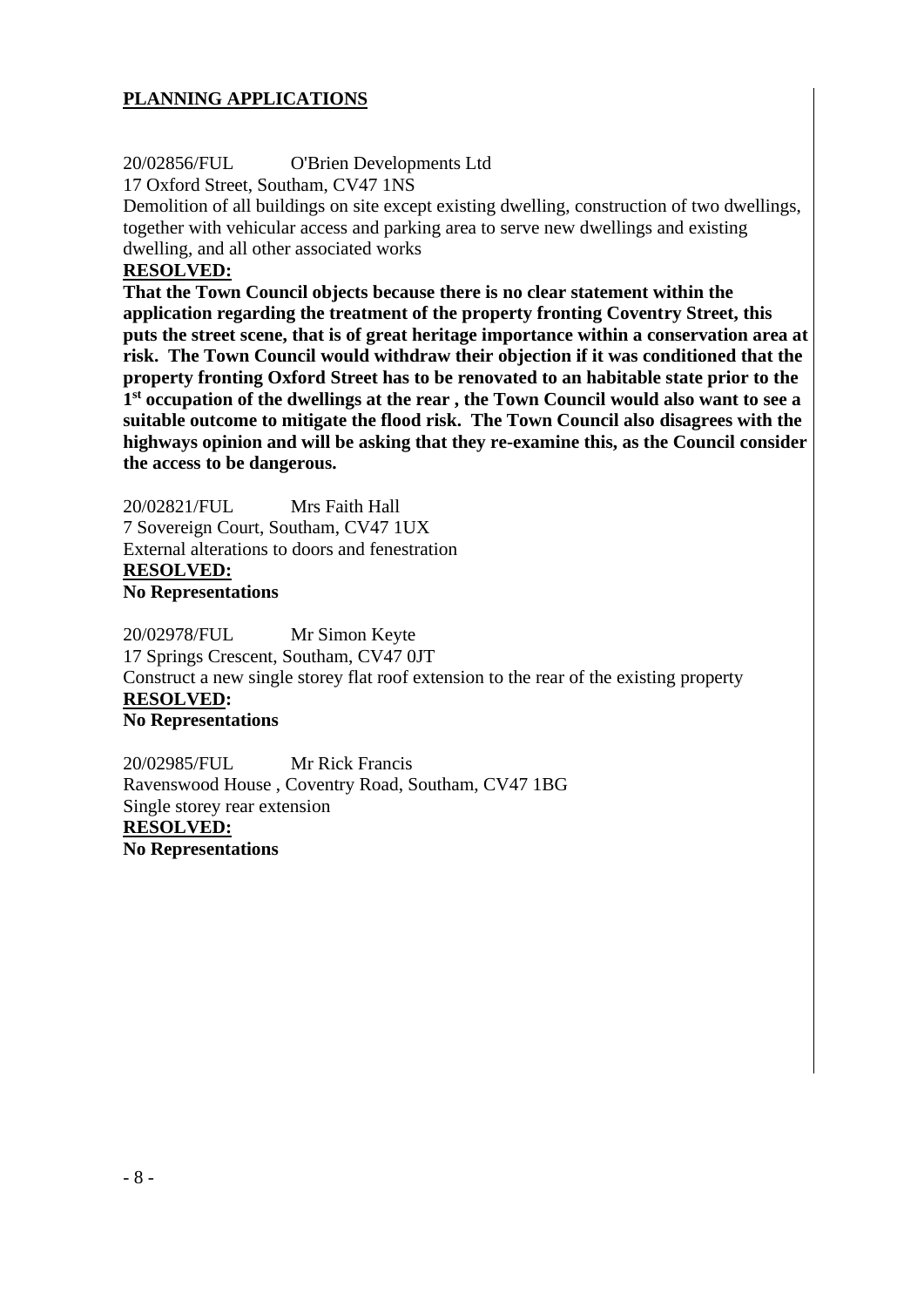## PLANNING APPLICATIONS

20/02856/FUL O'Brien Developments Ltd
17 Oxford Street, Southam, CV47 1NS
Demolition of all buildings on site except existing dwelling, construction of two dwellings, together with vehicular access and parking area to serve new dwellings and existing dwelling, and all other associated works

**RESOLVED:**

**That the Town Council objects because there is no clear statement within the application regarding the treatment of the property fronting Coventry Street, this puts the street scene, that is of great heritage importance within a conservation area at risk. The Town Council would withdraw their objection if it was conditioned that the property fronting Oxford Street has to be renovated to an habitable state prior to the 1st occupation of the dwellings at the rear , the Town Council would also want to see a suitable outcome to mitigate the flood risk. The Town Council also disagrees with the highways opinion and will be asking that they re-examine this, as the Council consider the access to be dangerous.**

20/02821/FUL Mrs Faith Hall
7 Sovereign Court, Southam, CV47 1UX
External alterations to doors and fenestration

**RESOLVED:**

**No Representations**

20/02978/FUL Mr Simon Keyte
17 Springs Crescent, Southam, CV47 0JT
Construct a new single storey flat roof extension to the rear of the existing property

**RESOLVED:**

**No Representations**

20/02985/FUL Mr Rick Francis
Ravenswood House , Coventry Road, Southam, CV47 1BG
Single storey rear extension

**RESOLVED:**

**No Representations**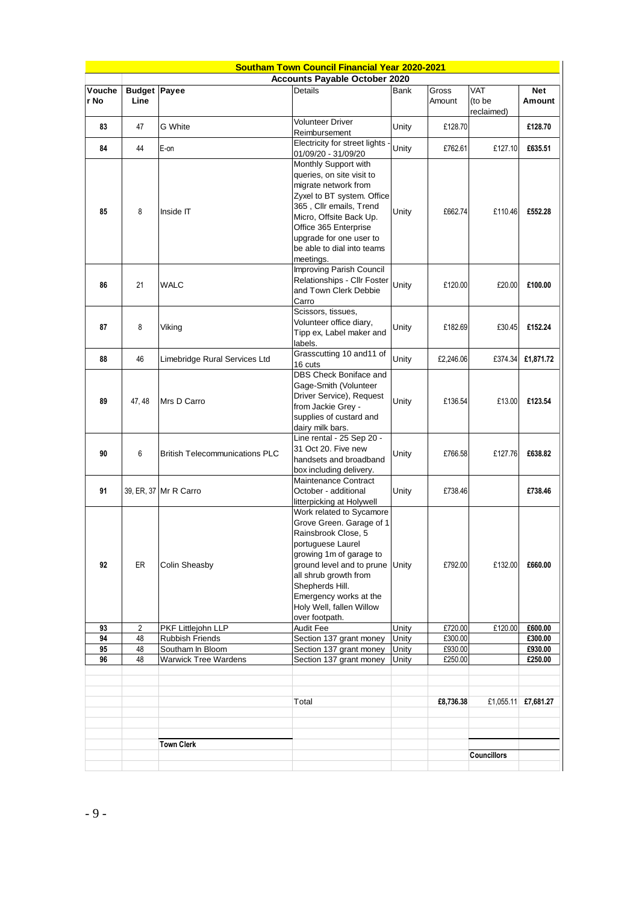## Southam Town Council Financial Year 2020-2021

### Accounts Payable October 2020

| Voucher No | Budget Line | Payee | Details | Bank | Gross Amount | VAT (to be reclaimed) | Net Amount |
|---|---|---|---|---|---|---|---|
| 83 | 47 | G White | Volunteer Driver Reimbursement | Unity | £128.70 | | **£128.70** |
| 84 | 44 | E-on | Electricity for street lights - 01/09/20 - 31/09/20 | Unity | £762.61 | £127.10 | **£635.51** |
| 85 | 8 | Inside IT | Monthly Support with queries, on site visit to migrate network from Zyxel to BT system. Office 365 , Cllr emails, Trend Micro, Offsite Back Up. Office 365 Enterprise upgrade for one user to be able to dial into teams meetings. | Unity | £662.74 | £110.46 | **£552.28** |
| 86 | 21 | WALC | Improving Parish Council Relationships - Cllr Foster and Town Clerk Debbie Carro | Unity | £120.00 | £20.00 | **£100.00** |
| 87 | 8 | Viking | Scissors, tissues, Volunteer office diary, Tipp ex, Label maker and labels. | Unity | £182.69 | £30.45 | **£152.24** |
| 88 | 46 | Limebridge Rural Services Ltd | Grasscutting 10 and11 of 16 cuts | Unity | £2,246.06 | £374.34 | **£1,871.72** |
| 89 | 47, 48 | Mrs D Carro | DBS Check Boniface and Gage-Smith (Volunteer Driver Service), Request from Jackie Grey - supplies of custard and dairy milk bars. | Unity | £136.54 | £13.00 | **£123.54** |
| 90 | 6 | British Telecommunications PLC | Line rental - 25 Sep 20 - 31 Oct 20. Five new handsets and broadband box including delivery. | Unity | £766.58 | £127.76 | **£638.82** |
| 91 | 39, ER, 37 | Mr R Carro | Maintenance Contract October - additional litterpicking at Holywell | Unity | £738.46 | | **£738.46** |
| 92 | ER | Colin Sheasby | Work related to Sycamore Grove Green. Garage of 1 Rainsbrook Close, 5 portuguese Laurel growing 1m of garage to ground level and to prune all shrub growth from Shepherds Hill. Emergency works at the Holy Well, fallen Willow over footpath. | Unity | £792.00 | £132.00 | **£660.00** |
| 93 | 2 | PKF Littlejohn LLP | Audit Fee | Unity | £720.00 | £120.00 | **£600.00** |
| 94 | 48 | Rubbish Friends | Section 137 grant money | Unity | £300.00 | | **£300.00** |
| 95 | 48 | Southam In Bloom | Section 137 grant money | Unity | £930.00 | | **£930.00** |
| 96 | 48 | Warwick Tree Wardens | Section 137 grant money | Unity | £250.00 | | **£250.00** |
| | | | Total | | **£8,736.38** | £1,055.11 | **£7,681.27** |

**Town Clerk**

**Councillors**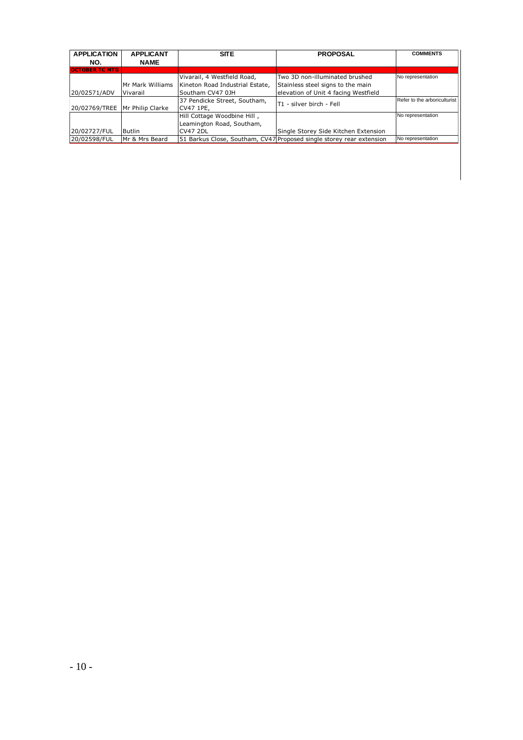| APPLICATION NO. | APPLICANT NAME | SITE | PROPOSAL | COMMENTS |
|---|---|---|---|---|
| **OCTOBER TC MTG** | | | | |
| 20/02571/ADV | Mr Mark Williams Vivarail | Vivarail, 4 Westfield Road, Kineton Road Industrial Estate, Southam CV47 0JH | Two 3D non-illuminated brushed Stainless steel signs to the main elevation of Unit 4 facing Westfield | No representation |
| 20/02769/TREE | Mr Philip Clarke | 37 Pendicke Street, Southam, CV47 1PE, | T1 - silver birch - Fell | Refer to the arboriculturist |
| 20/02727/FUL | Butlin | Hill Cottage Woodbine Hill , Leamington Road, Southam, CV47 2DL | Single Storey Side Kitchen Extension | No representation |
| 20/02598/FUL | Mr & Mrs Beard | 51 Barkus Close, Southam, CV47 | Proposed single storey rear extension | No representation |